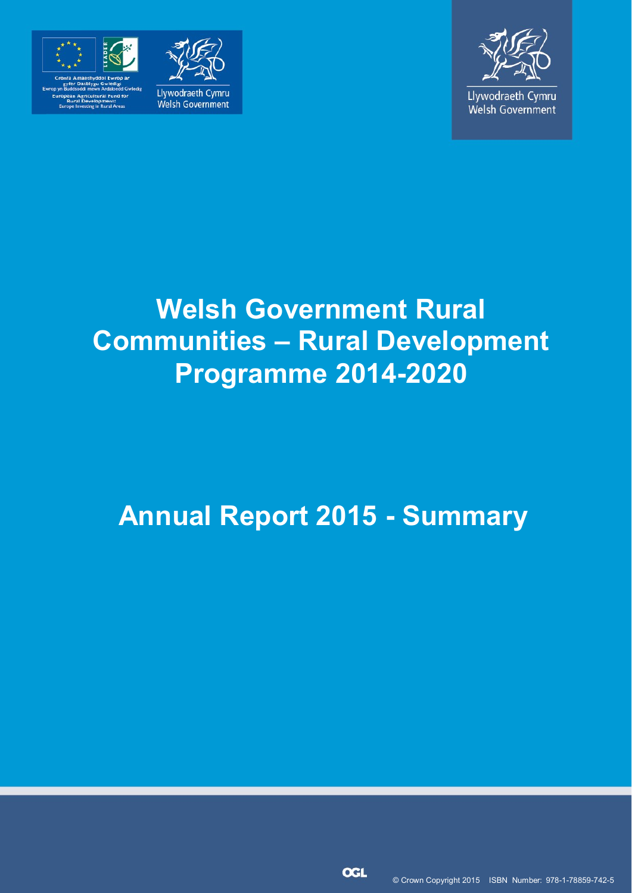Cronfa Amaethyddol Ewrop ar gyfer Datblygu Gwledig: Ewrop yn Buddsoddi mewn Ardaloedd Gwledig
European Agricultural Fund for Rural Development: Europe Investing in Rural Areas

Llywodraeth Cymru
Welsh Government

Llywodraeth Cymru
Welsh Government

# Welsh Government Rural Communities – Rural Development Programme 2014-2020

# Annual Report 2015 - Summary

© Crown Copyright 2015 ISBN Number: 978-1-78859-742-5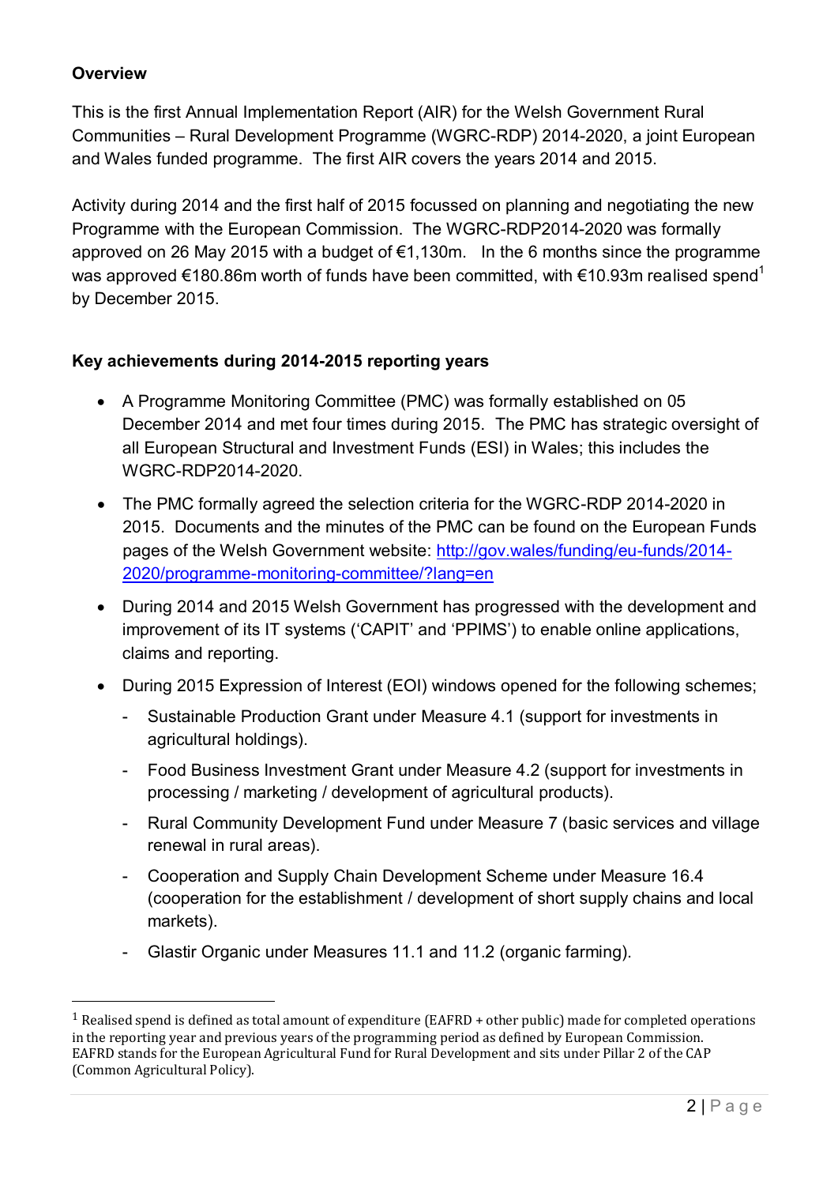**Overview**

This is the first Annual Implementation Report (AIR) for the Welsh Government Rural Communities – Rural Development Programme (WGRC-RDP) 2014-2020, a joint European and Wales funded programme. The first AIR covers the years 2014 and 2015.

Activity during 2014 and the first half of 2015 focussed on planning and negotiating the new Programme with the European Commission. The WGRC-RDP2014-2020 was formally approved on 26 May 2015 with a budget of €1,130m. In the 6 months since the programme was approved €180.86m worth of funds have been committed, with €10.93m realised spend[1] by December 2015.

**Key achievements during 2014-2015 reporting years**

- A Programme Monitoring Committee (PMC) was formally established on 05 December 2014 and met four times during 2015. The PMC has strategic oversight of all European Structural and Investment Funds (ESI) in Wales; this includes the WGRC-RDP2014-2020.
- The PMC formally agreed the selection criteria for the WGRC-RDP 2014-2020 in 2015. Documents and the minutes of the PMC can be found on the European Funds pages of the Welsh Government website: [http://gov.wales/funding/eu-funds/2014-2020/programme-monitoring-committee/?lang=en](http://gov.wales/funding/eu-funds/2014-2020/programme-monitoring-committee/?lang=en)
- During 2014 and 2015 Welsh Government has progressed with the development and improvement of its IT systems ('CAPIT' and 'PPIMS') to enable online applications, claims and reporting.
- During 2015 Expression of Interest (EOI) windows opened for the following schemes;
  - Sustainable Production Grant under Measure 4.1 (support for investments in agricultural holdings).
  - Food Business Investment Grant under Measure 4.2 (support for investments in processing / marketing / development of agricultural products).
  - Rural Community Development Fund under Measure 7 (basic services and village renewal in rural areas).
  - Cooperation and Supply Chain Development Scheme under Measure 16.4 (cooperation for the establishment / development of short supply chains and local markets).
  - Glastir Organic under Measures 11.1 and 11.2 (organic farming).

[1] Realised spend is defined as total amount of expenditure (EAFRD + other public) made for completed operations in the reporting year and previous years of the programming period as defined by European Commission. EAFRD stands for the European Agricultural Fund for Rural Development and sits under Pillar 2 of the CAP (Common Agricultural Policy).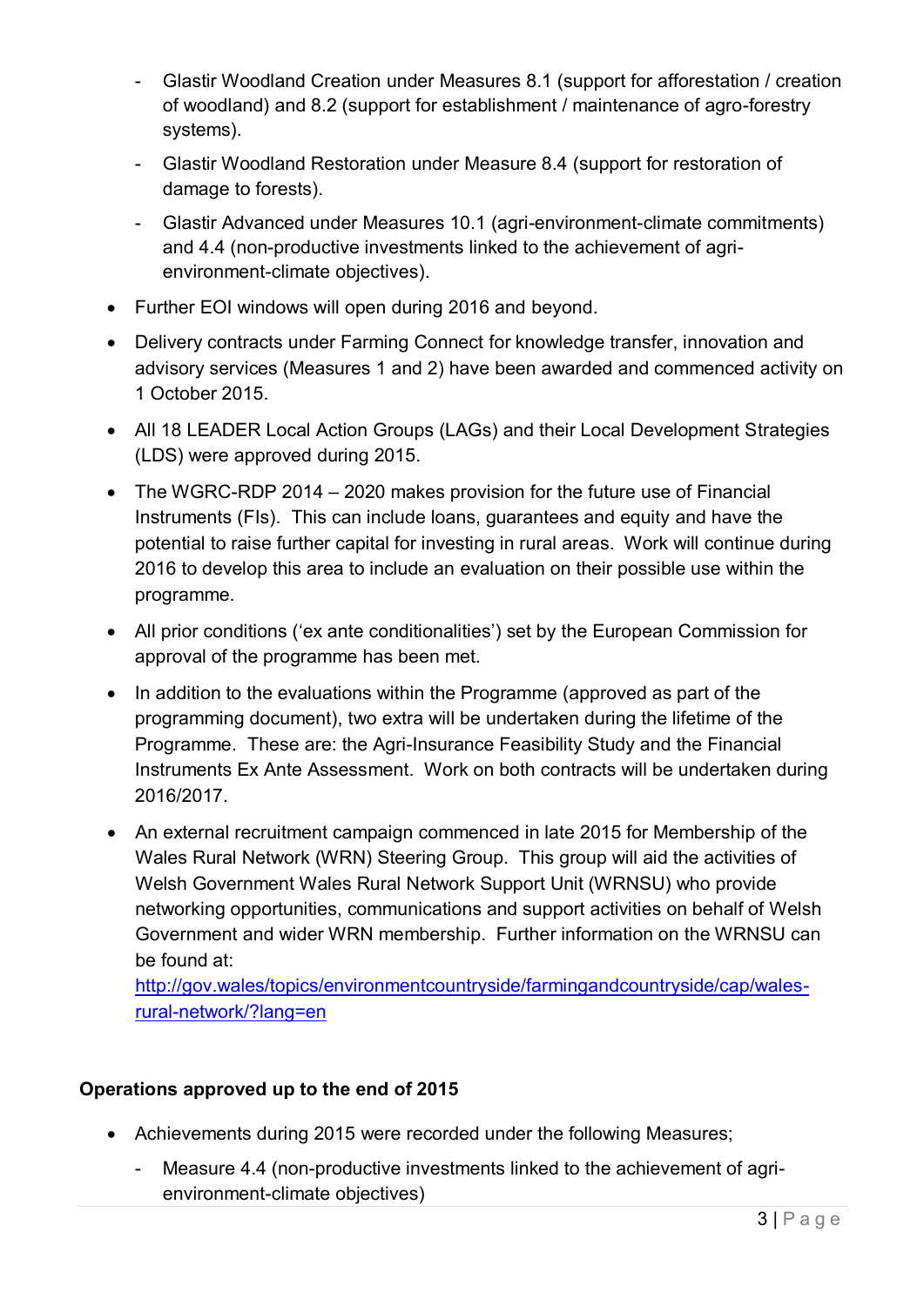- Glastir Woodland Creation under Measures 8.1 (support for afforestation / creation of woodland) and 8.2 (support for establishment / maintenance of agro-forestry systems).
  - Glastir Woodland Restoration under Measure 8.4 (support for restoration of damage to forests).
  - Glastir Advanced under Measures 10.1 (agri-environment-climate commitments) and 4.4 (non-productive investments linked to the achievement of agri-environment-climate objectives).
- Further EOI windows will open during 2016 and beyond.
- Delivery contracts under Farming Connect for knowledge transfer, innovation and advisory services (Measures 1 and 2) have been awarded and commenced activity on 1 October 2015.
- All 18 LEADER Local Action Groups (LAGs) and their Local Development Strategies (LDS) were approved during 2015.
- The WGRC-RDP 2014 – 2020 makes provision for the future use of Financial Instruments (FIs). This can include loans, guarantees and equity and have the potential to raise further capital for investing in rural areas. Work will continue during 2016 to develop this area to include an evaluation on their possible use within the programme.
- All prior conditions ('ex ante conditionalities') set by the European Commission for approval of the programme has been met.
- In addition to the evaluations within the Programme (approved as part of the programming document), two extra will be undertaken during the lifetime of the Programme. These are: the Agri-Insurance Feasibility Study and the Financial Instruments Ex Ante Assessment. Work on both contracts will be undertaken during 2016/2017.
- An external recruitment campaign commenced in late 2015 for Membership of the Wales Rural Network (WRN) Steering Group. This group will aid the activities of Welsh Government Wales Rural Network Support Unit (WRNSU) who provide networking opportunities, communications and support activities on behalf of Welsh Government and wider WRN membership. Further information on the WRNSU can be found at: [http://gov.wales/topics/environmentcountryside/farmingandcountryside/cap/wales-rural-network/?lang=en](http://gov.wales/topics/environmentcountryside/farmingandcountryside/cap/wales-rural-network/?lang=en)

**Operations approved up to the end of 2015**

- Achievements during 2015 were recorded under the following Measures;
  - Measure 4.4 (non-productive investments linked to the achievement of agri-environment-climate objectives)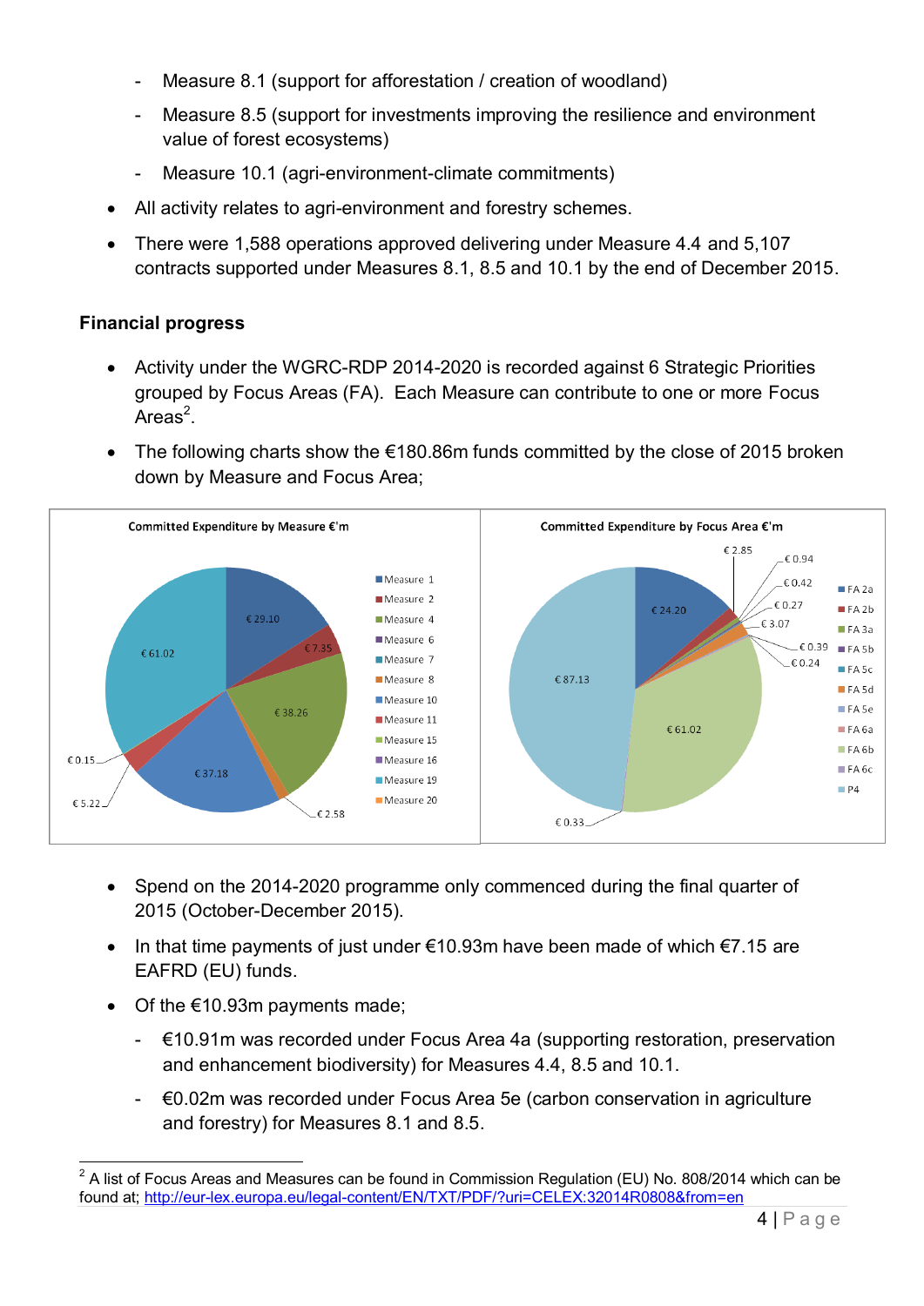- Measure 8.1 (support for afforestation / creation of woodland)
- Measure 8.5 (support for investments improving the resilience and environment value of forest ecosystems)
- Measure 10.1 (agri-environment-climate commitments)

- All activity relates to agri-environment and forestry schemes.
- There were 1,588 operations approved delivering under Measure 4.4 and 5,107 contracts supported under Measures 8.1, 8.5 and 10.1 by the end of December 2015.

**Financial progress**

- Activity under the WGRC-RDP 2014-2020 is recorded against 6 Strategic Priorities grouped by Focus Areas (FA). Each Measure can contribute to one or more Focus Areas[2].
- The following charts show the €180.86m funds committed by the close of 2015 broken down by Measure and Focus Area;

Committed Expenditure by Measure €'m

Committed Expenditure by Focus Area €'m

- Spend on the 2014-2020 programme only commenced during the final quarter of 2015 (October-December 2015).
- In that time payments of just under €10.93m have been made of which €7.15 are EAFRD (EU) funds.
- Of the €10.93m payments made;
  - €10.91m was recorded under Focus Area 4a (supporting restoration, preservation and enhancement biodiversity) for Measures 4.4, 8.5 and 10.1.
  - €0.02m was recorded under Focus Area 5e (carbon conservation in agriculture and forestry) for Measures 8.1 and 8.5.

[2] A list of Focus Areas and Measures can be found in Commission Regulation (EU) No. 808/2014 which can be found at; http://eur-lex.europa.eu/legal-content/EN/TXT/PDF/?uri=CELEX:32014R0808&from=en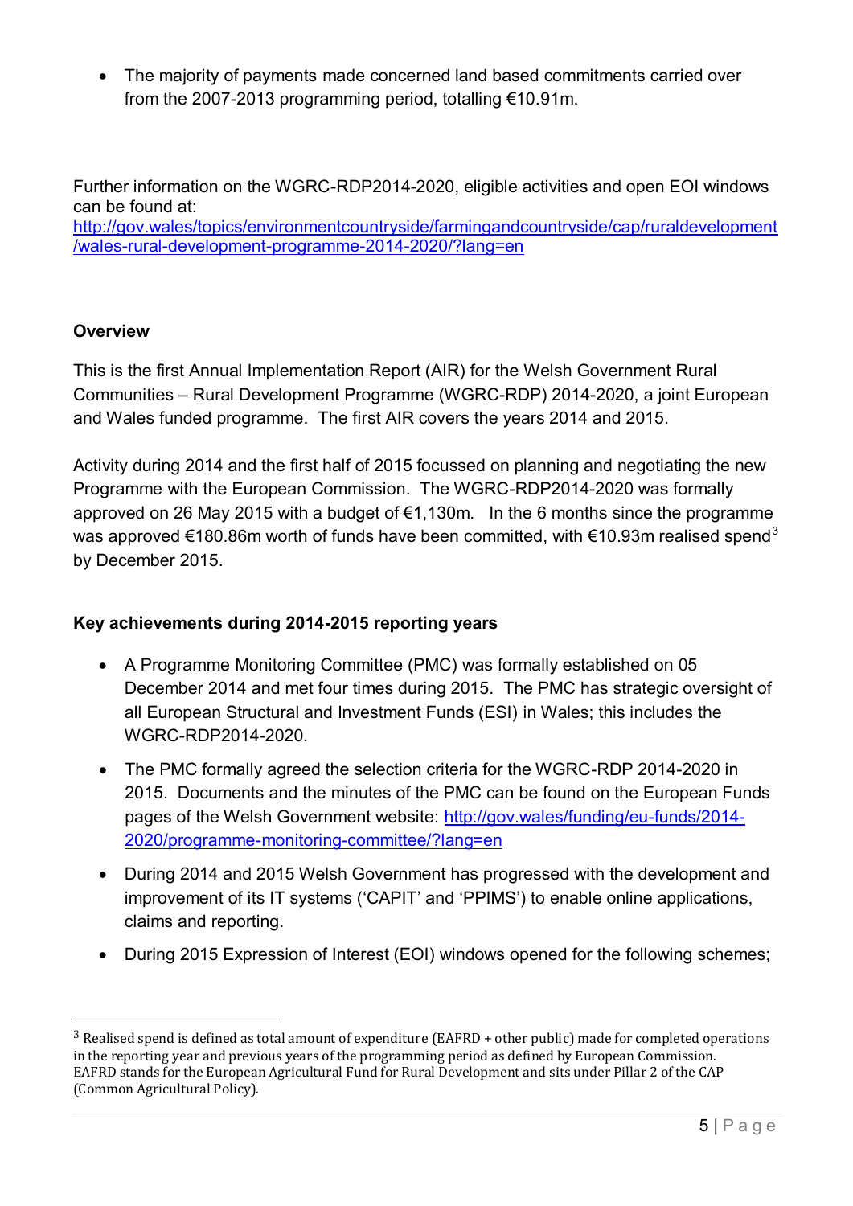- The majority of payments made concerned land based commitments carried over from the 2007-2013 programming period, totalling €10.91m.

Further information on the WGRC-RDP2014-2020, eligible activities and open EOI windows can be found at: [http://gov.wales/topics/environmentcountryside/farmingandcountryside/cap/ruraldevelopment/wales-rural-development-programme-2014-2020/?lang=en](http://gov.wales/topics/environmentcountryside/farmingandcountryside/cap/ruraldevelopment/wales-rural-development-programme-2014-2020/?lang=en)

**Overview**

This is the first Annual Implementation Report (AIR) for the Welsh Government Rural Communities – Rural Development Programme (WGRC-RDP) 2014-2020, a joint European and Wales funded programme. The first AIR covers the years 2014 and 2015.

Activity during 2014 and the first half of 2015 focussed on planning and negotiating the new Programme with the European Commission. The WGRC-RDP2014-2020 was formally approved on 26 May 2015 with a budget of €1,130m. In the 6 months since the programme was approved €180.86m worth of funds have been committed, with €10.93m realised spend[3] by December 2015.

**Key achievements during 2014-2015 reporting years**

- A Programme Monitoring Committee (PMC) was formally established on 05 December 2014 and met four times during 2015. The PMC has strategic oversight of all European Structural and Investment Funds (ESI) in Wales; this includes the WGRC-RDP2014-2020.
- The PMC formally agreed the selection criteria for the WGRC-RDP 2014-2020 in 2015. Documents and the minutes of the PMC can be found on the European Funds pages of the Welsh Government website: [http://gov.wales/funding/eu-funds/2014-2020/programme-monitoring-committee/?lang=en](http://gov.wales/funding/eu-funds/2014-2020/programme-monitoring-committee/?lang=en)
- During 2014 and 2015 Welsh Government has progressed with the development and improvement of its IT systems ('CAPIT' and 'PPIMS') to enable online applications, claims and reporting.
- During 2015 Expression of Interest (EOI) windows opened for the following schemes;

[3] Realised spend is defined as total amount of expenditure (EAFRD + other public) made for completed operations in the reporting year and previous years of the programming period as defined by European Commission. EAFRD stands for the European Agricultural Fund for Rural Development and sits under Pillar 2 of the CAP (Common Agricultural Policy).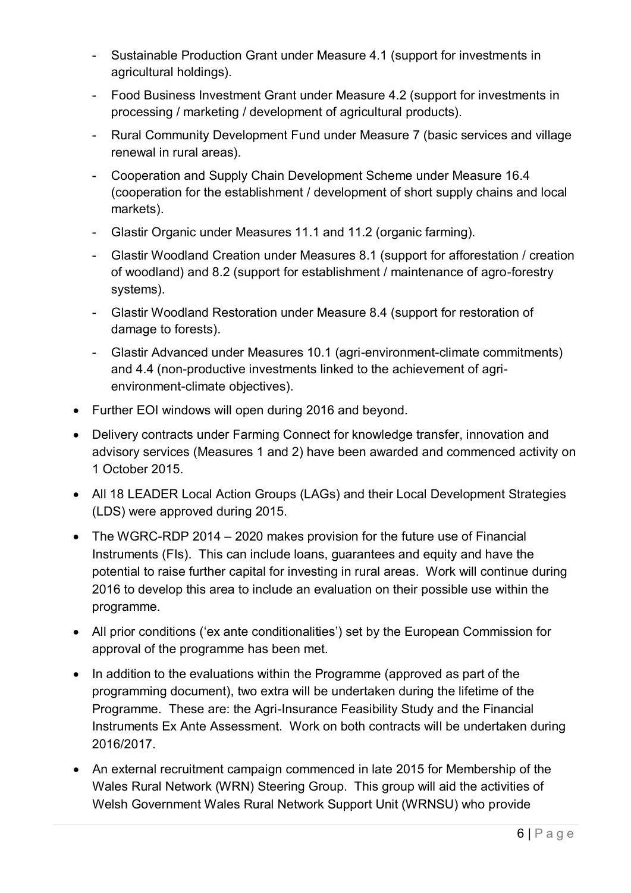- Sustainable Production Grant under Measure 4.1 (support for investments in agricultural holdings).
  - Food Business Investment Grant under Measure 4.2 (support for investments in processing / marketing / development of agricultural products).
  - Rural Community Development Fund under Measure 7 (basic services and village renewal in rural areas).
  - Cooperation and Supply Chain Development Scheme under Measure 16.4 (cooperation for the establishment / development of short supply chains and local markets).
  - Glastir Organic under Measures 11.1 and 11.2 (organic farming).
  - Glastir Woodland Creation under Measures 8.1 (support for afforestation / creation of woodland) and 8.2 (support for establishment / maintenance of agro-forestry systems).
  - Glastir Woodland Restoration under Measure 8.4 (support for restoration of damage to forests).
  - Glastir Advanced under Measures 10.1 (agri-environment-climate commitments) and 4.4 (non-productive investments linked to the achievement of agri-environment-climate objectives).

- Further EOI windows will open during 2016 and beyond.
- Delivery contracts under Farming Connect for knowledge transfer, innovation and advisory services (Measures 1 and 2) have been awarded and commenced activity on 1 October 2015.
- All 18 LEADER Local Action Groups (LAGs) and their Local Development Strategies (LDS) were approved during 2015.
- The WGRC-RDP 2014 – 2020 makes provision for the future use of Financial Instruments (FIs). This can include loans, guarantees and equity and have the potential to raise further capital for investing in rural areas. Work will continue during 2016 to develop this area to include an evaluation on their possible use within the programme.
- All prior conditions ('ex ante conditionalities') set by the European Commission for approval of the programme has been met.
- In addition to the evaluations within the Programme (approved as part of the programming document), two extra will be undertaken during the lifetime of the Programme. These are: the Agri-Insurance Feasibility Study and the Financial Instruments Ex Ante Assessment. Work on both contracts will be undertaken during 2016/2017.
- An external recruitment campaign commenced in late 2015 for Membership of the Wales Rural Network (WRN) Steering Group. This group will aid the activities of Welsh Government Wales Rural Network Support Unit (WRNSU) who provide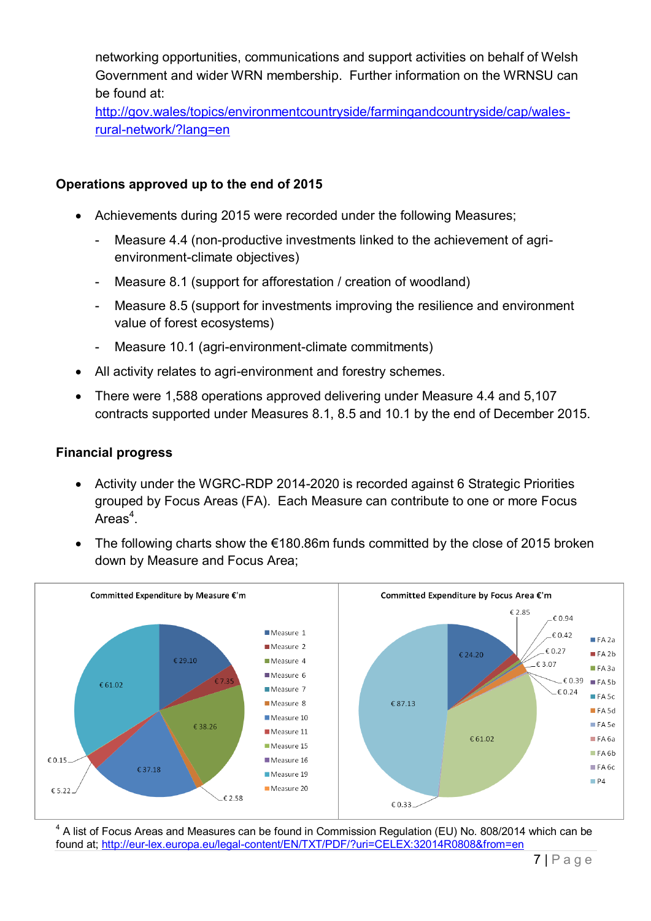networking opportunities, communications and support activities on behalf of Welsh Government and wider WRN membership. Further information on the WRNSU can be found at: http://gov.wales/topics/environmentcountryside/farmingandcountryside/cap/wales-rural-network/?lang=en

## Operations approved up to the end of 2015

- Achievements during 2015 were recorded under the following Measures;
  - Measure 4.4 (non-productive investments linked to the achievement of agri-environment-climate objectives)
  - Measure 8.1 (support for afforestation / creation of woodland)
  - Measure 8.5 (support for investments improving the resilience and environment value of forest ecosystems)
  - Measure 10.1 (agri-environment-climate commitments)
- All activity relates to agri-environment and forestry schemes.
- There were 1,588 operations approved delivering under Measure 4.4 and 5,107 contracts supported under Measures 8.1, 8.5 and 10.1 by the end of December 2015.

## Financial progress

- Activity under the WGRC-RDP 2014-2020 is recorded against 6 Strategic Priorities grouped by Focus Areas (FA). Each Measure can contribute to one or more Focus Areas[4].
- The following charts show the €180.86m funds committed by the close of 2015 broken down by Measure and Focus Area;

**Committed Expenditure by Measure €'m**

€ 29.10, € 7.35, € 38.26, € 2.58, € 37.18, € 5.22, € 0.15, € 61.02

Measure 1, Measure 2, Measure 4, Measure 6, Measure 7, Measure 8, Measure 10, Measure 11, Measure 15, Measure 16, Measure 19, Measure 20

**Committed Expenditure by Focus Area €'m**

€ 24.20, € 2.85, € 0.94, € 0.42, € 0.27, € 3.07, € 0.39, € 0.24, € 61.02, € 0.33, € 87.13

FA 2a, FA 2b, FA 3a, FA 5b, FA 5c, FA 5d, FA 5e, FA 6a, FA 6b, FA 6c, P4

[4] A list of Focus Areas and Measures can be found in Commission Regulation (EU) No. 808/2014 which can be found at; http://eur-lex.europa.eu/legal-content/EN/TXT/PDF/?uri=CELEX:32014R0808&from=en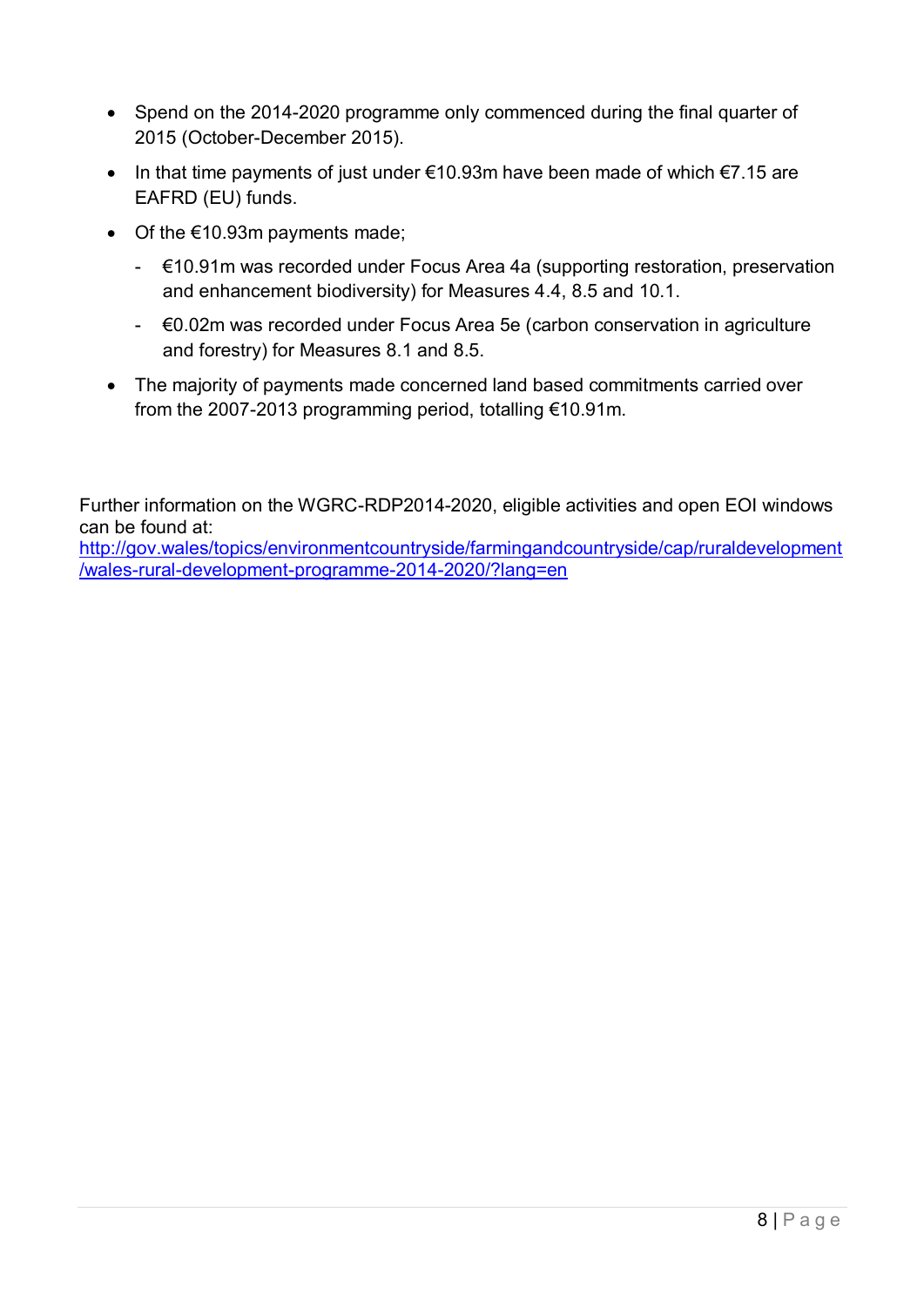- Spend on the 2014-2020 programme only commenced during the final quarter of 2015 (October-December 2015).
- In that time payments of just under €10.93m have been made of which €7.15 are EAFRD (EU) funds.
- Of the €10.93m payments made;
  - €10.91m was recorded under Focus Area 4a (supporting restoration, preservation and enhancement biodiversity) for Measures 4.4, 8.5 and 10.1.
  - €0.02m was recorded under Focus Area 5e (carbon conservation in agriculture and forestry) for Measures 8.1 and 8.5.
- The majority of payments made concerned land based commitments carried over from the 2007-2013 programming period, totalling €10.91m.

Further information on the WGRC-RDP2014-2020, eligible activities and open EOI windows can be found at:
[http://gov.wales/topics/environmentcountryside/farmingandcountryside/cap/ruraldevelopment/wales-rural-development-programme-2014-2020/?lang=en](http://gov.wales/topics/environmentcountryside/farmingandcountryside/cap/ruraldevelopment/wales-rural-development-programme-2014-2020/?lang=en)